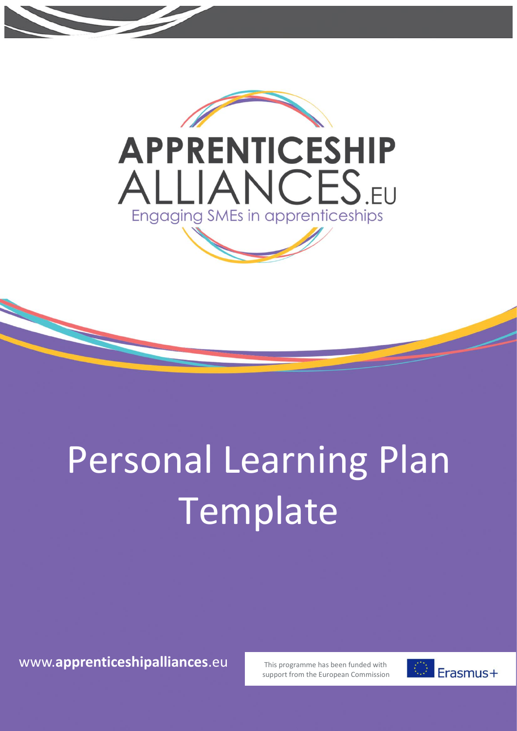APPRENTICESHIP ALLIANCES.EU

Engaging SMEs in apprenticeships

# Personal Learning Plan Template

www.apprenticeshipalliances.eu

This programme has been funded with support from the European Commission

Erasmus+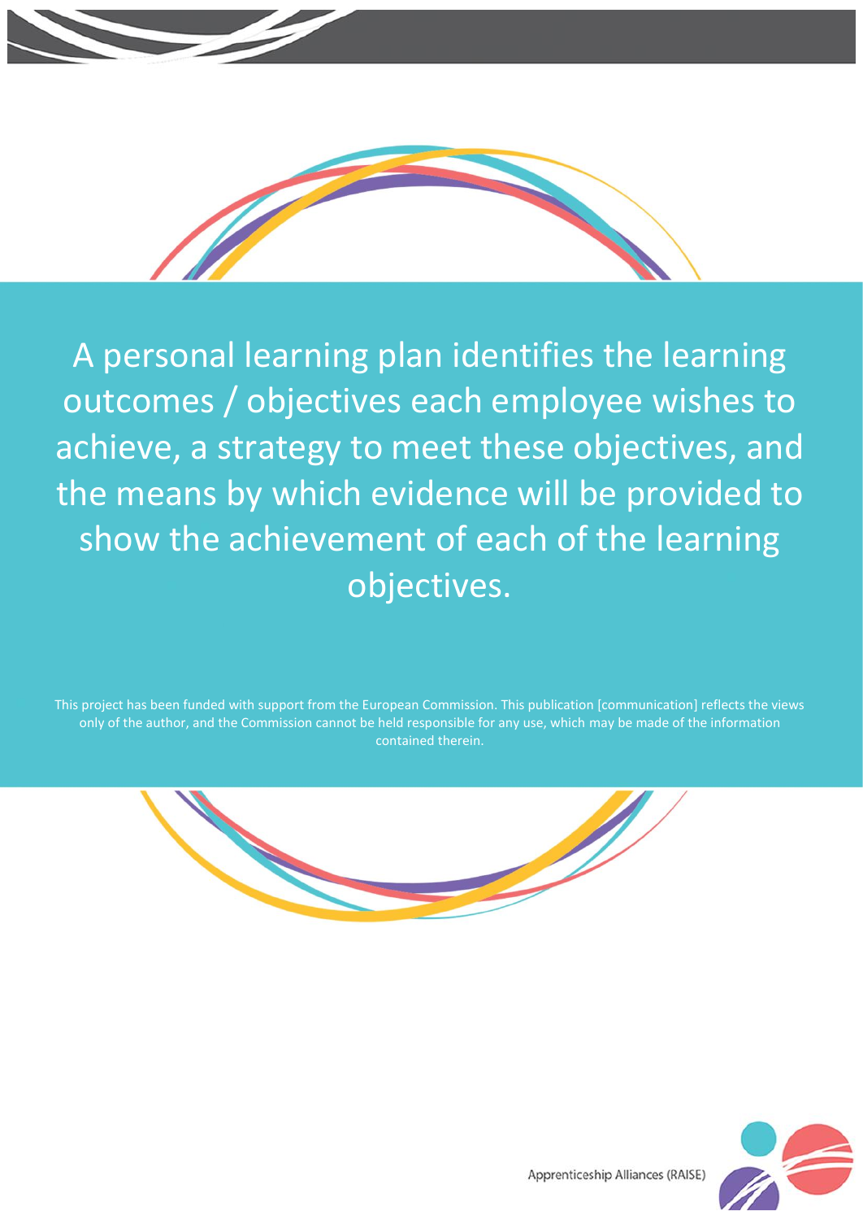A personal learning plan identifies the learning outcomes / objectives each employee wishes to achieve, a strategy to meet these objectives, and the means by which evidence will be provided to show the achievement of each of the learning objectives.

This project has been funded with support from the European Commission. This publication [communication] reflects the views only of the author, and the Commission cannot be held responsible for any use, which may be made of the information contained therein.

Apprenticeship Alliances (RAISE)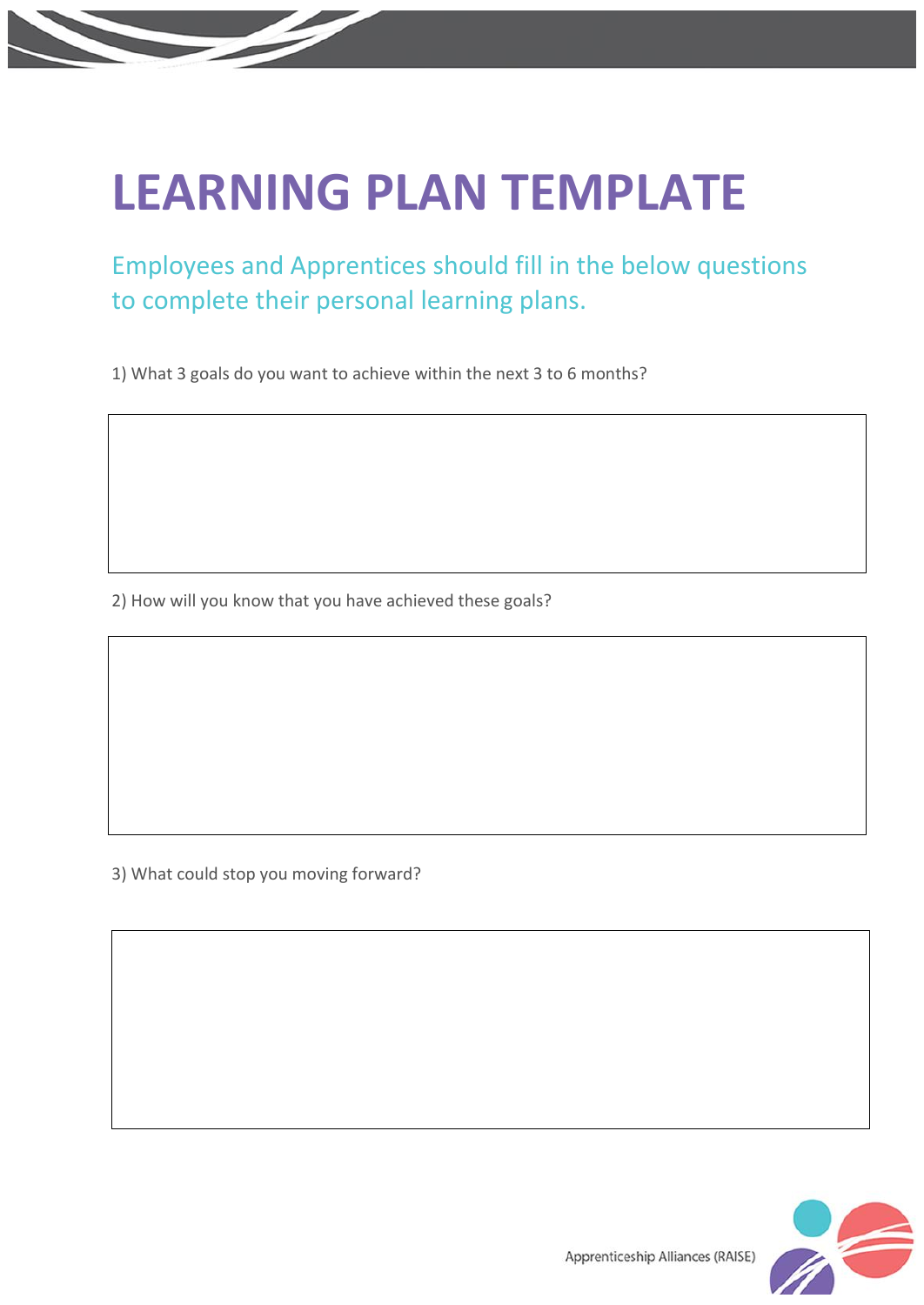# LEARNING PLAN TEMPLATE

## Employees and Apprentices should fill in the below questions to complete their personal learning plans.

1) What 3 goals do you want to achieve within the next 3 to 6 months?

2) How will you know that you have achieved these goals?

3) What could stop you moving forward?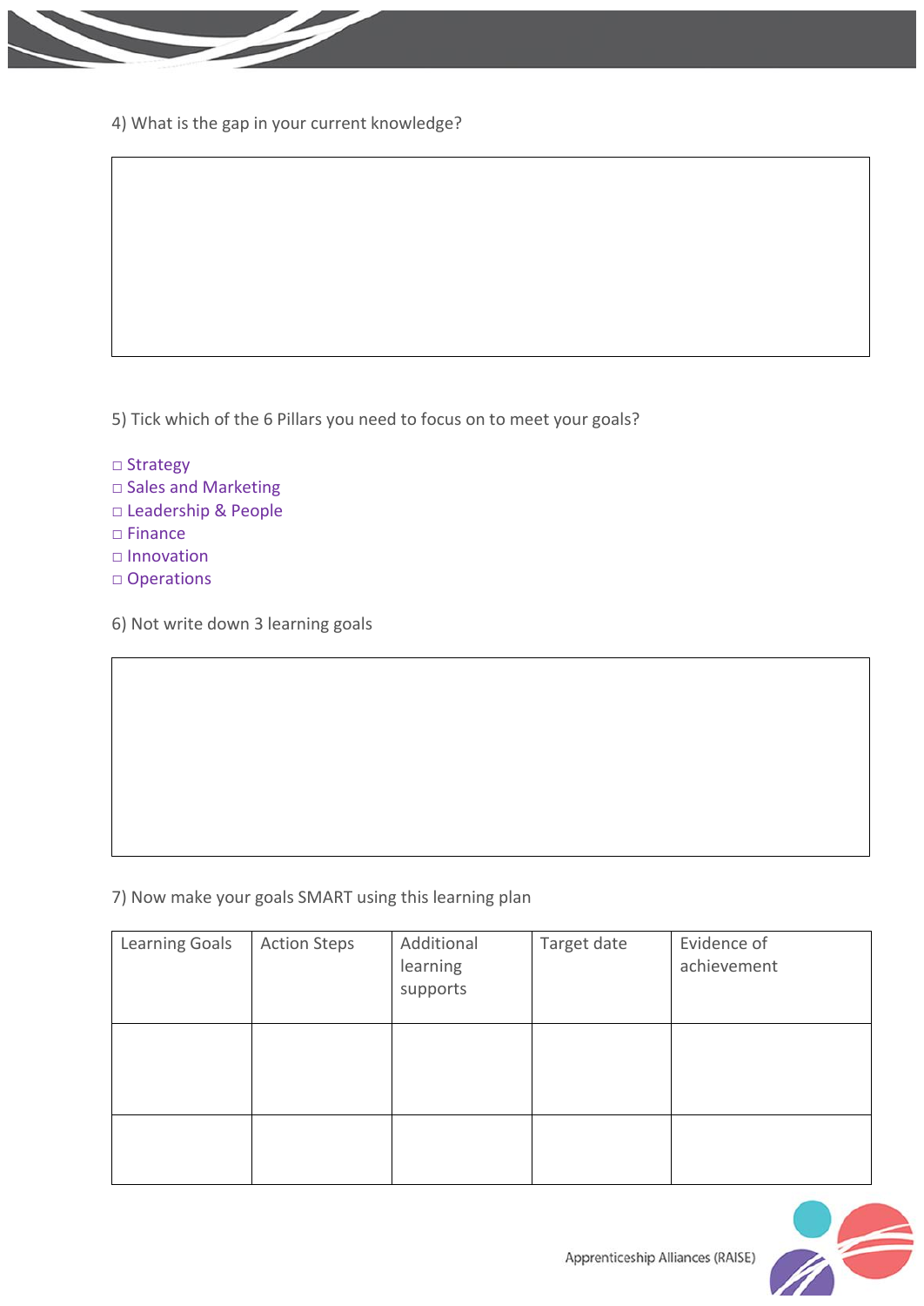4) What is the gap in your current knowledge?

5) Tick which of the 6 Pillars you need to focus on to meet your goals?

□ Strategy
□ Sales and Marketing
□ Leadership & People
□ Finance
□ Innovation
□ Operations

6) Not write down 3 learning goals

7) Now make your goals SMART using this learning plan

| Learning Goals | Action Steps | Additional learning supports | Target date | Evidence of achievement |
|---|---|---|---|---|
| | | | | |
| | | | | |